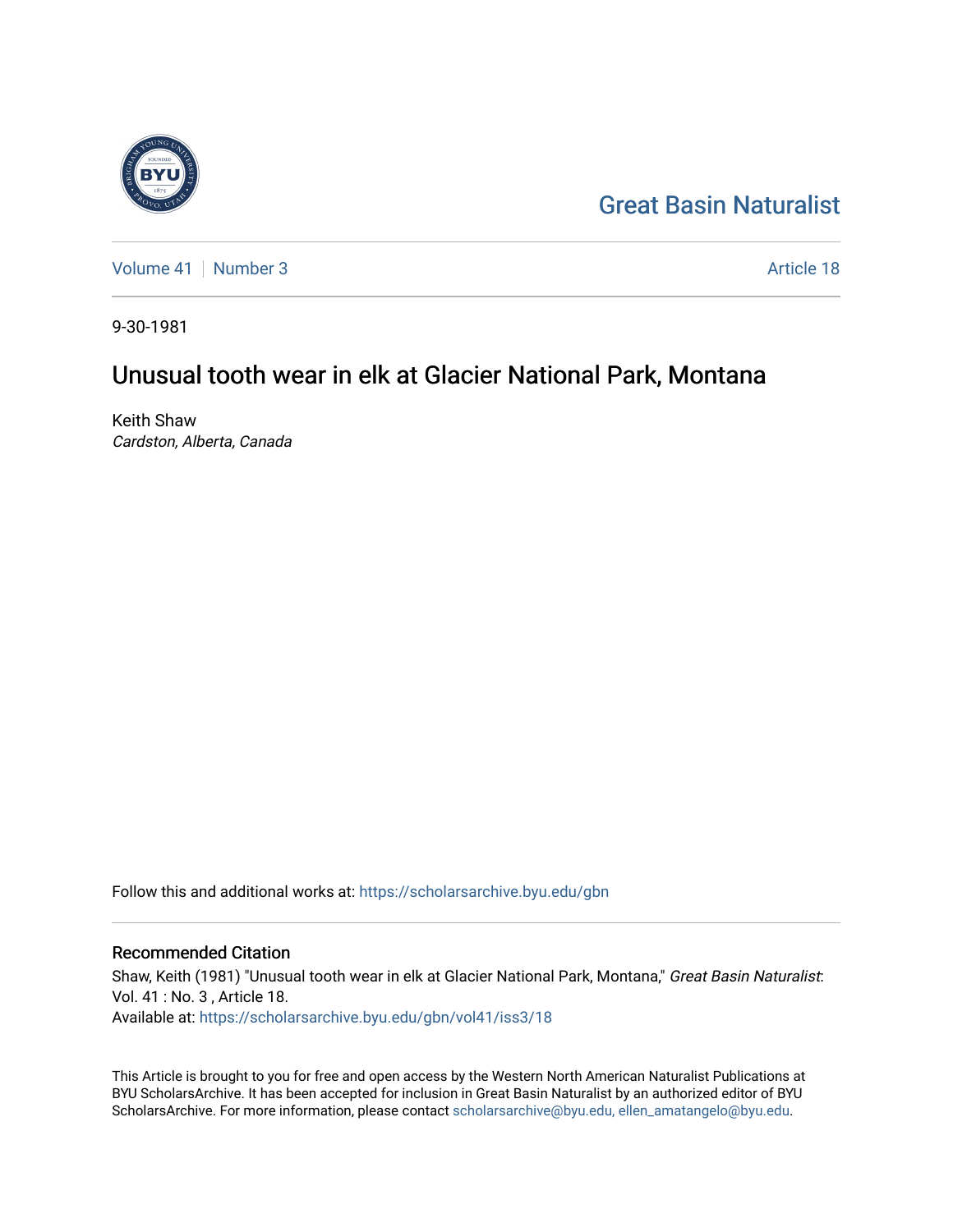Great Basin Naturalist

Volume 41 | Number 3

Article 18

9-30-1981

# Unusual tooth wear in elk at Glacier National Park, Montana

Keith Shaw
*Cardston, Alberta, Canada*

Follow this and additional works at: https://scholarsarchive.byu.edu/gbn

## Recommended Citation

Shaw, Keith (1981) "Unusual tooth wear in elk at Glacier National Park, Montana," *Great Basin Naturalist*: Vol. 41 : No. 3 , Article 18.
Available at: https://scholarsarchive.byu.edu/gbn/vol41/iss3/18

This Article is brought to you for free and open access by the Western North American Naturalist Publications at BYU ScholarsArchive. It has been accepted for inclusion in Great Basin Naturalist by an authorized editor of BYU ScholarsArchive. For more information, please contact scholarsarchive@byu.edu, ellen_amatangelo@byu.edu.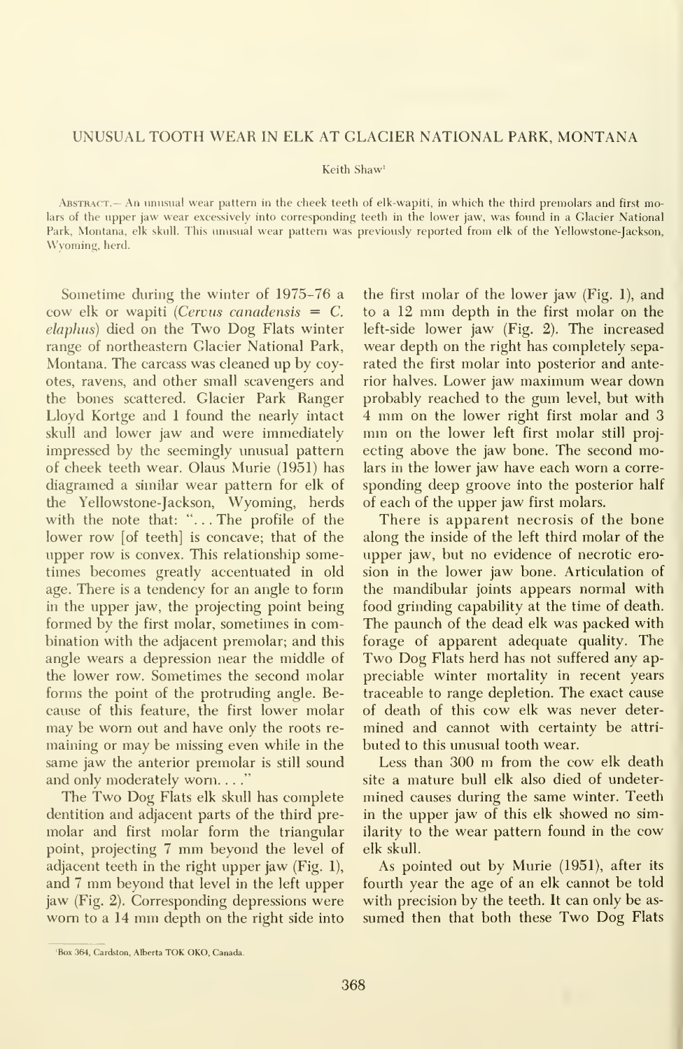## UNUSUAL TOOTH WEAR IN ELK AT GLACIER NATIONAL PARK, MONTANA

Keith Shaw[1]

Abstract.— An unusual wear pattern in the cheek teeth of elk-wapiti, in which the third premolars and first molars of the upper jaw wear excessively into corresponding teeth in the lower jaw, was found in a Glacier National Park, Montana, elk skull. This unusual wear pattern was previously reported from elk of the Yellowstone-Jackson, Wyoming, herd.

Sometime during the winter of 1975-76 a cow elk or wapiti (*Cervus canadensis* = *C. elaphus*) died on the Two Dog Flats winter range of northeastern Glacier National Park, Montana. The carcass was cleaned up by coyotes, ravens, and other small scavengers and the bones scattered. Glacier Park Ranger Lloyd Kortge and I found the nearly intact skull and lower jaw and were immediately impressed by the seemingly unusual pattern of cheek teeth wear. Olaus Murie (1951) has diagramed a similar wear pattern for elk of the Yellowstone-Jackson, Wyoming, herds with the note that: "... The profile of the lower row [of teeth] is concave; that of the upper row is convex. This relationship sometimes becomes greatly accentuated in old age. There is a tendency for an angle to form in the upper jaw, the projecting point being formed by the first molar, sometimes in combination with the adjacent premolar; and this angle wears a depression near the middle of the lower row. Sometimes the second molar forms the point of the protruding angle. Because of this feature, the first lower molar may be worn out and have only the roots remaining or may be missing even while in the same jaw the anterior premolar is still sound and only moderately worn. . . ."

The Two Dog Flats elk skull has complete dentition and adjacent parts of the third premolar and first molar form the triangular point, projecting 7 mm beyond the level of adjacent teeth in the right upper jaw (Fig. 1), and 7 mm beyond that level in the left upper jaw (Fig. 2). Corresponding depressions were worn to a 14 mm depth on the right side into the first molar of the lower jaw (Fig. 1), and to a 12 mm depth in the first molar on the left-side lower jaw (Fig. 2). The increased wear depth on the right has completely separated the first molar into posterior and anterior halves. Lower jaw maximum wear down probably reached to the gum level, but with 4 mm on the lower right first molar and 3 mm on the lower left first molar still projecting above the jaw bone. The second molars in the lower jaw have each worn a corresponding deep groove into the posterior half of each of the upper jaw first molars.

There is apparent necrosis of the bone along the inside of the left third molar of the upper jaw, but no evidence of necrotic erosion in the lower jaw bone. Articulation of the mandibular joints appears normal with food grinding capability at the time of death. The paunch of the dead elk was packed with forage of apparent adequate quality. The Two Dog Flats herd has not suffered any appreciable winter mortality in recent years traceable to range depletion. The exact cause of death of this cow elk was never determined and cannot with certainty be attributed to this unusual tooth wear.

Less than 300 m from the cow elk death site a mature bull elk also died of undetermined causes during the same winter. Teeth in the upper jaw of this elk showed no similarity to the wear pattern found in the cow elk skull.

As pointed out by Murie (1951), after its fourth year the age of an elk cannot be told with precision by the teeth. It can only be assumed then that both these Two Dog Flats

[1] Box 364, Cardston, Alberta TOK OKO, Canada.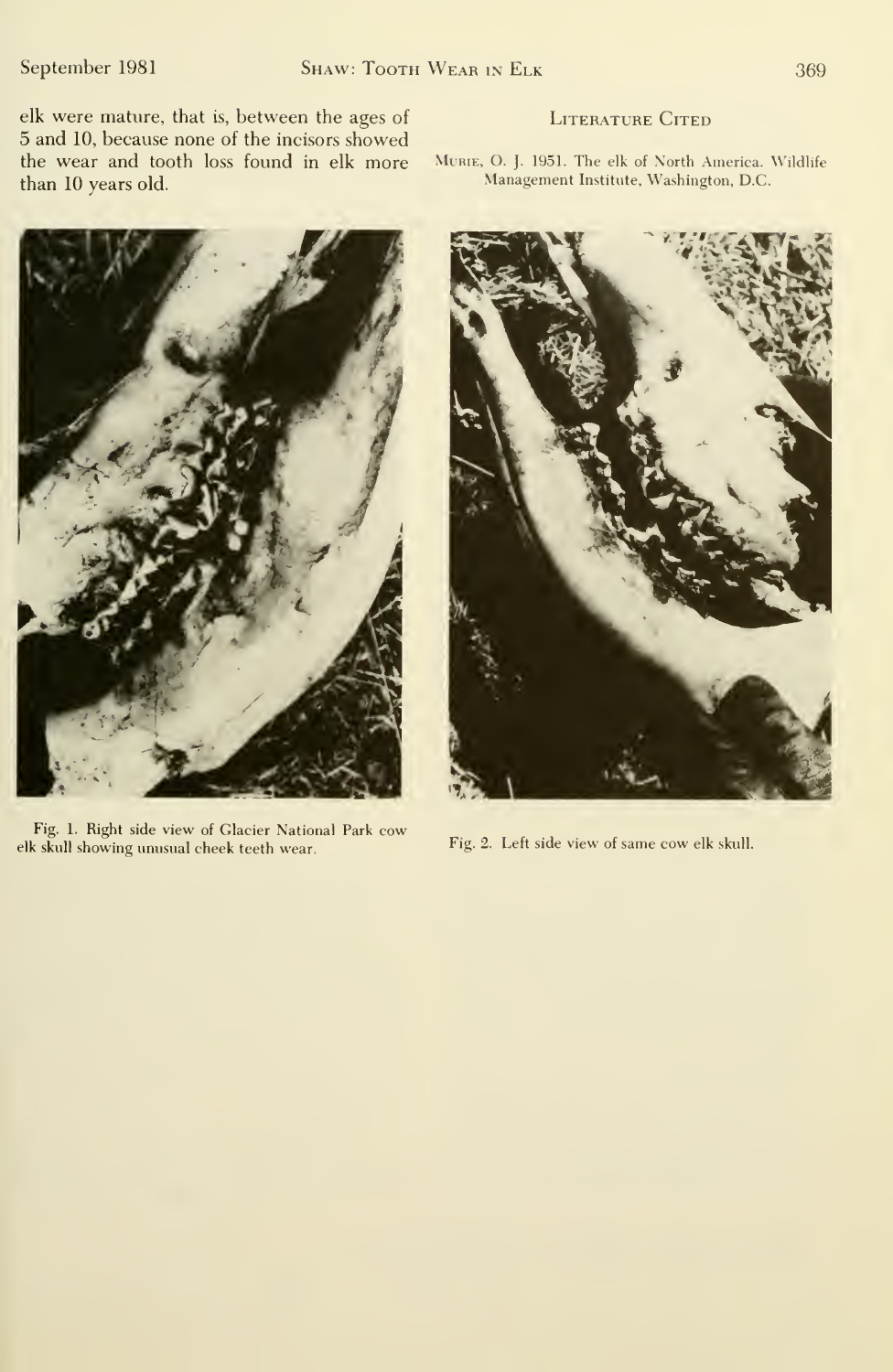elk were mature, that is, between the ages of 5 and 10, because none of the incisors showed the wear and tooth loss found in elk more than 10 years old.

## Literature Cited

Murie, O. J. 1951. The elk of North America. Wildlife Management Institute, Washington, D.C.

Fig. 1. Right side view of Glacier National Park cow elk skull showing unusual cheek teeth wear.

Fig. 2. Left side view of same cow elk skull.